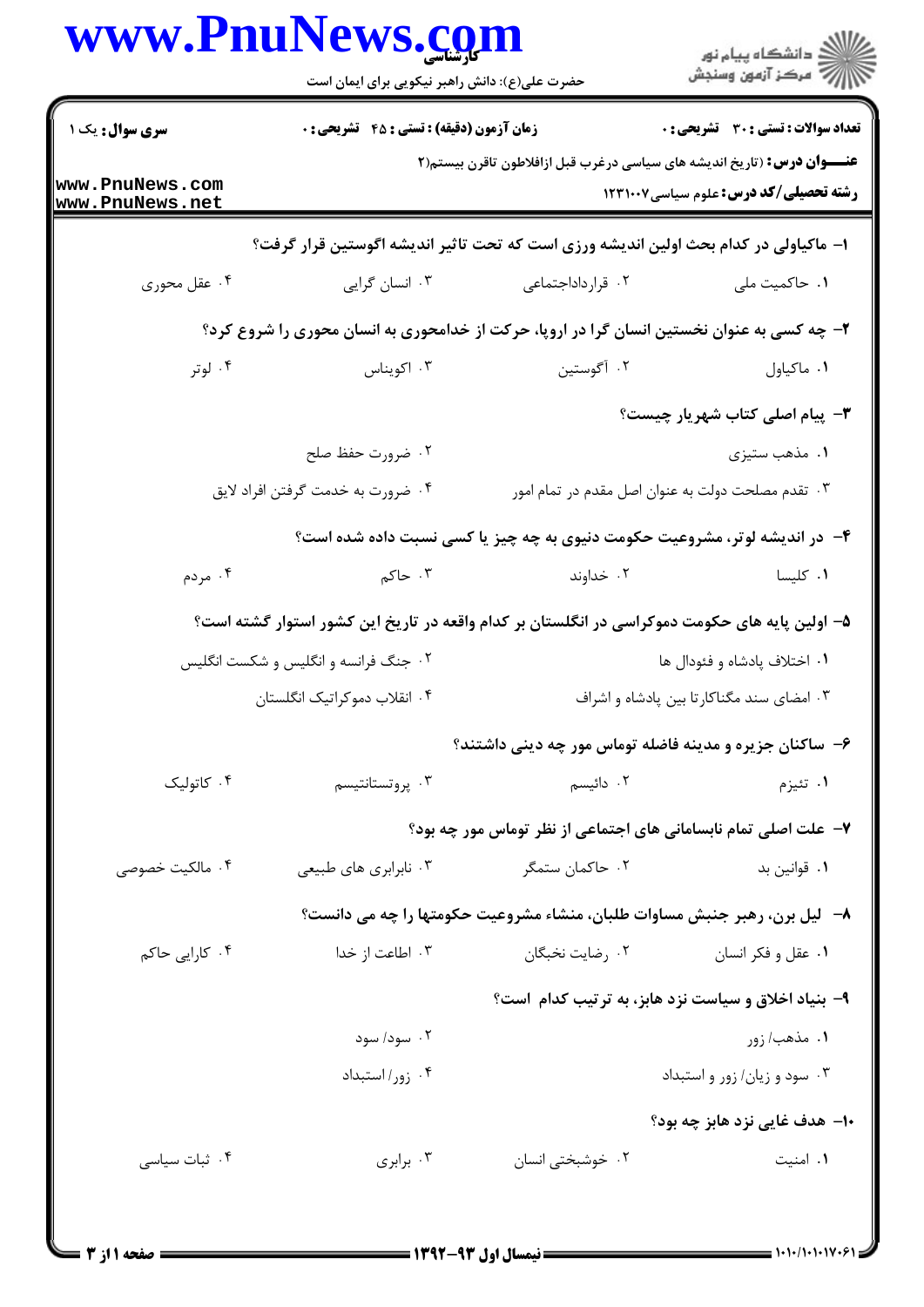**سری سوال:** یک ۱

**زمان آزمون (دقیقه) : تستی : ۴۵ تشریحی : ۰**

**تعداد سوالات : تستی : ۳۰ تشریحی : ۰**

**عنـــوان درس :** (تاریخ اندیشه های سیاسی درغرب قبل ازافلاطون تاقرن بیستم(۲

**رشته تحصیلی/کد درس :** علوم سیاسی ۱۲۳۱۰۰۷

**۱- ماکیاولی در کدام بحث اولین اندیشه ورزی است که تحت تاثیر اندیشه اگوستین قرار گرفت؟**

۱. حاکمیت ملی ۲. قرارداداجتماعی ۳. انسان گرایی ۴. عقل محوری

**۲- چه کسی به عنوان نخستین انسان گرا در اروپا، حرکت از خدامحوری به انسان محوری را شروع کرد؟**

۱. ماکیاول ۲. آگوستین ۳. اکویناس ۴. لوتر

**۳- پیام اصلی کتاب شهریار چیست؟**

۱. مذهب ستیزی ۲. ضرورت حفظ صلح

۳. تقدم مصلحت دولت به عنوان اصل مقدم در تمام امور ۴. ضرورت به خدمت گرفتن افراد لایق

**۴- در اندیشه لوتر، مشروعیت حکومت دنیوی به چه چیز یا کسی نسبت داده شده است؟**

۱. کلیسا ۲. خداوند ۳. حاکم ۴. مردم

**۵- اولین پایه های حکومت دموکراسی در انگلستان بر کدام واقعه در تاریخ این کشور استوار گشته است؟**

۱. اختلاف پادشاه و فئودال ها ۲. جنگ فرانسه و انگلیس و شکست انگلیس

۳. امضای سند مگناکارتا بین پادشاه و اشراف ۴. انقلاب دموکراتیک انگلستان

**۶- ساکنان جزیره و مدینه فاضله توماس مور چه دینی داشتند؟**

۱. تئیزم ۲. دائیسم ۳. پروتستانتیسم ۴. کاتولیک

**۷- علت اصلی تمام نابسامانی های اجتماعی از نظر توماس مور چه بود؟**

۱. قوانین بد ۲. حاکمان ستمگر ۳. نابرابری های طبیعی ۴. مالکیت خصوصی

**۸- لیل برن، رهبر جنبش مساوات طلبان، منشاء مشروعیت حکومتها را چه می دانست؟**

۱. عقل و فکر انسان ۲. رضایت نخبگان ۳. اطاعت از خدا ۴. کارایی حاکم

**۹- بنیاد اخلاق و سیاست نزد هابز، به ترتیب کدام است؟**

۱. مذهب/ زور ۲. سود/ سود

۳. سود و زیان/ زور و استبداد ۴. زور/ استبداد

**۱۰- هدف غایی نزد هابز چه بود؟**

۱. امنیت ۲. خوشبختی انسان ۳. برابری ۴. ثبات سیاسی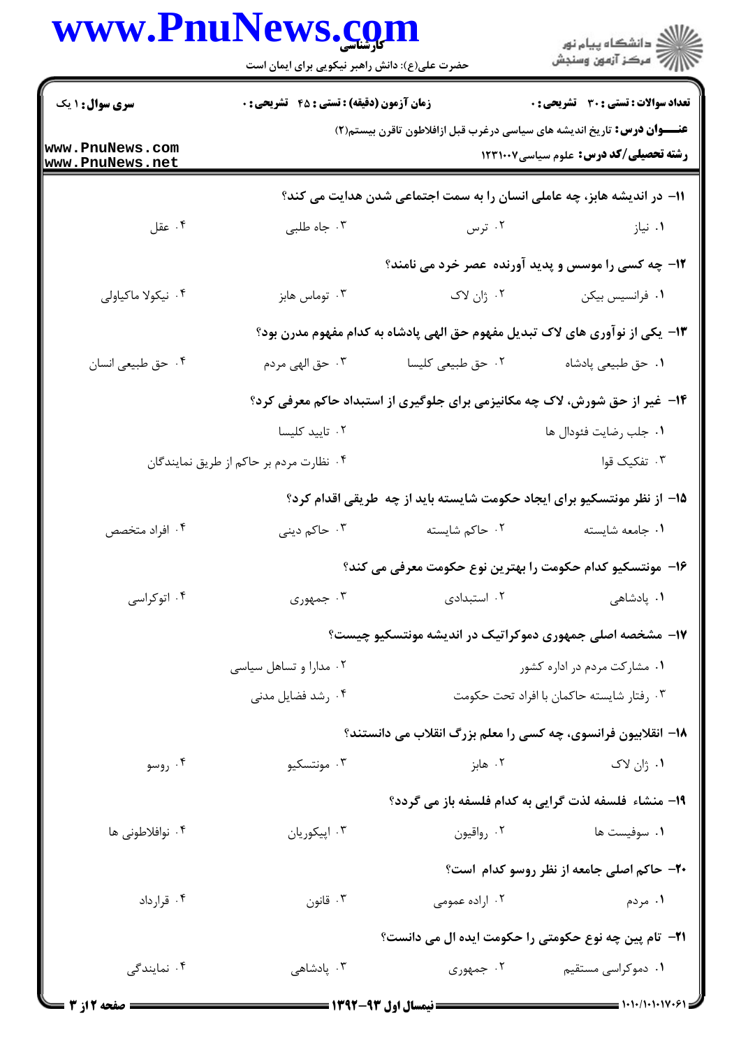**۱۱- در اندیشه هابز، چه عاملی انسان را به سمت اجتماعی شدن هدایت می کند؟**

۱. نیاز
۲. ترس
۳. جاه طلبی
۴. عقل

**۱۲- چه کسی را موسس و پدید آورنده عصر خرد می نامند؟**

۱. فرانسیس بیکن
۲. ژان لاک
۳. توماس هابز
۴. نیکولا ماکیاولی

**۱۳- یکی از نوآوری های لاک تبدیل مفهوم حق الهی پادشاه به کدام مفهوم مدرن بود؟**

۱. حق طبیعی پادشاه
۲. حق طبیعی کلیسا
۳. حق الهی مردم
۴. حق طبیعی انسان

**۱۴- غیر از حق شورش، لاک چه مکانیزمی برای جلوگیری از استبداد حاکم معرفی کرد؟**

۱. جلب رضایت فئودال ها
۲. تایید کلیسا
۳. تفکیک قوا
۴. نظارت مردم بر حاکم از طریق نمایندگان

**۱۵- از نظر مونتسکیو برای ایجاد حکومت شایسته باید از چه طریقی اقدام کرد؟**

۱. جامعه شایسته
۲. حاکم شایسته
۳. حاکم دینی
۴. افراد متخصص

**۱۶- مونتسکیو کدام حکومت را بهترین نوع حکومت معرفی می کند؟**

۱. پادشاهی
۲. استبدادی
۳. جمهوری
۴. اتوکراسی

**۱۷- مشخصه اصلی جمهوری دموکراتیک در اندیشه مونتسکیو چیست؟**

۱. مشارکت مردم در اداره کشور
۲. مدارا و تساهل سیاسی
۳. رفتار شایسته حاکمان با افراد تحت حکومت
۴. رشد فضایل مدنی

**۱۸- انقلابیون فرانسوی، چه کسی را معلم بزرگ انقلاب می دانستند؟**

۱. ژان لاک
۲. هابز
۳. مونتسکیو
۴. روسو

**۱۹- منشاء فلسفه لذت گرایی به کدام فلسفه باز می گردد؟**

۱. سوفیست ها
۲. رواقیون
۳. اپیکوریان
۴. نوافلاطونی ها

**۲۰- حاکم اصلی جامعه از نظر روسو کدام است؟**

۱. مردم
۲. اراده عمومی
۳. قانون
۴. قرارداد

**۲۱- تام پین چه نوع حکومتی را حکومت ایده ال می دانست؟**

۱. دموکراسی مستقیم
۲. جمهوری
۳. پادشاهی
۴. نمایندگی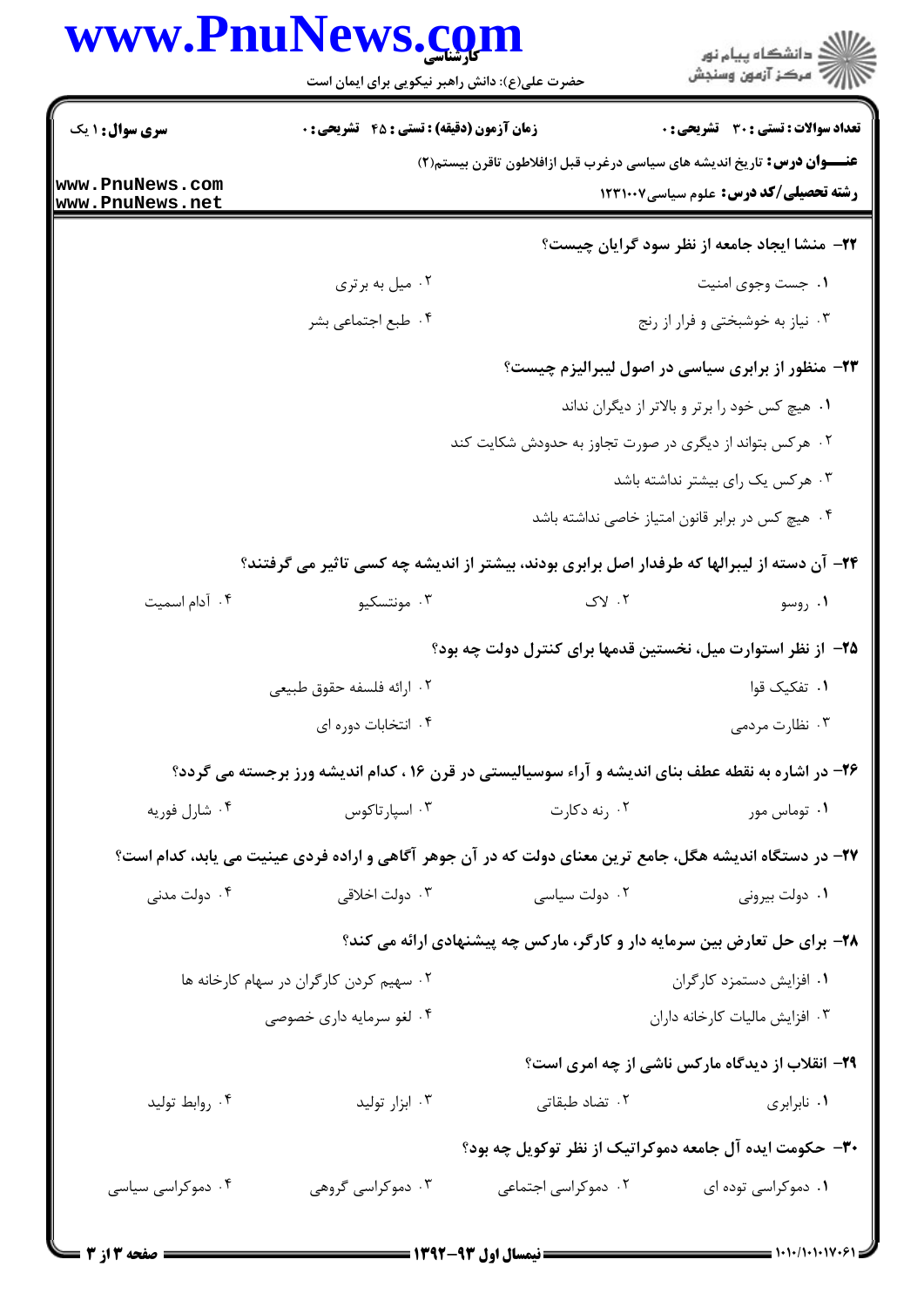**عنـــوان درس:** تاریخ اندیشه های سیاسی درغرب قبل ازافلاطون تاقرن بیستم(۲)

**رشته تحصیلی/کد درس:** علوم سیاسی۱۲۳۱۰۰۷

**سری سوال:** ۱ یک | **زمان آزمون (دقیقه) : تستی :** ۴۵ **تشریحی :** ۰ | **تعداد سوالات : تستی :** ۳۰ **تشریحی :** ۰

**۲۲- منشا ایجاد جامعه از نظر سود گرایان چیست؟**

۱. جست وجوی امنیت
۲. میل به برتری
۳. نیاز به خوشبختی و فرار از رنج
۴. طبع اجتماعی بشر

**۲۳- منظور از برابری سیاسی در اصول لیبرالیزم چیست؟**

۱. هیچ کس خود را برتر و بالاتر از دیگران نداند
۲. هرکس بتواند از دیگری در صورت تجاوز به حدودش شکایت کند
۳. هرکس یک رای بیشتر نداشته باشد
۴. هیچ کس در برابر قانون امتیاز خاصی نداشته باشد

**۲۴- آن دسته از لیبرالها که طرفدار اصل برابری بودند، بیشتر از اندیشه چه کسی تاثیر می گرفتند؟**

۱. روسو
۲. لاک
۳. مونتسکیو
۴. آدام اسمیت

**۲۵- از نظر استوارت میل، نخستین قدمها برای کنترل دولت چه بود؟**

۱. تفکیک قوا
۲. ارائه فلسفه حقوق طبیعی
۳. نظارت مردمی
۴. انتخابات دوره ای

**۲۶- در اشاره به نقطه عطف بنای اندیشه و آراء سوسیالیستی در قرن ۱۶ ، کدام اندیشه ورز برجسته می گردد؟**

۱. توماس مور
۲. رنه دکارت
۳. اسپارتاکوس
۴. شارل فوریه

**۲۷- در دستگاه اندیشه هگل، جامع ترین معنای دولت که در آن جوهر آگاهی و اراده فردی عینیت می یابد، کدام است؟**

۱. دولت بیرونی
۲. دولت سیاسی
۳. دولت اخلاقی
۴. دولت مدنی

**۲۸- برای حل تعارض بین سرمایه دار و کارگر، مارکس چه پیشنهادی ارائه می کند؟**

۱. افزایش دستمزد کارگران
۲. سهیم کردن کارگران در سهام کارخانه ها
۳. افزایش مالیات کارخانه داران
۴. لغو سرمایه داری خصوصی

**۲۹- انقلاب از دیدگاه مارکس ناشی از چه امری است؟**

۱. نابرابری
۲. تضاد طبقاتی
۳. ابزار تولید
۴. روابط تولید

**۳۰- حکومت ایده آل جامعه دموکراتیک از نظر توکویل چه بود؟**

۱. دموکراسی توده ای
۲. دموکراسی اجتماعی
۳. دموکراسی گروهی
۴. دموکراسی سیاسی